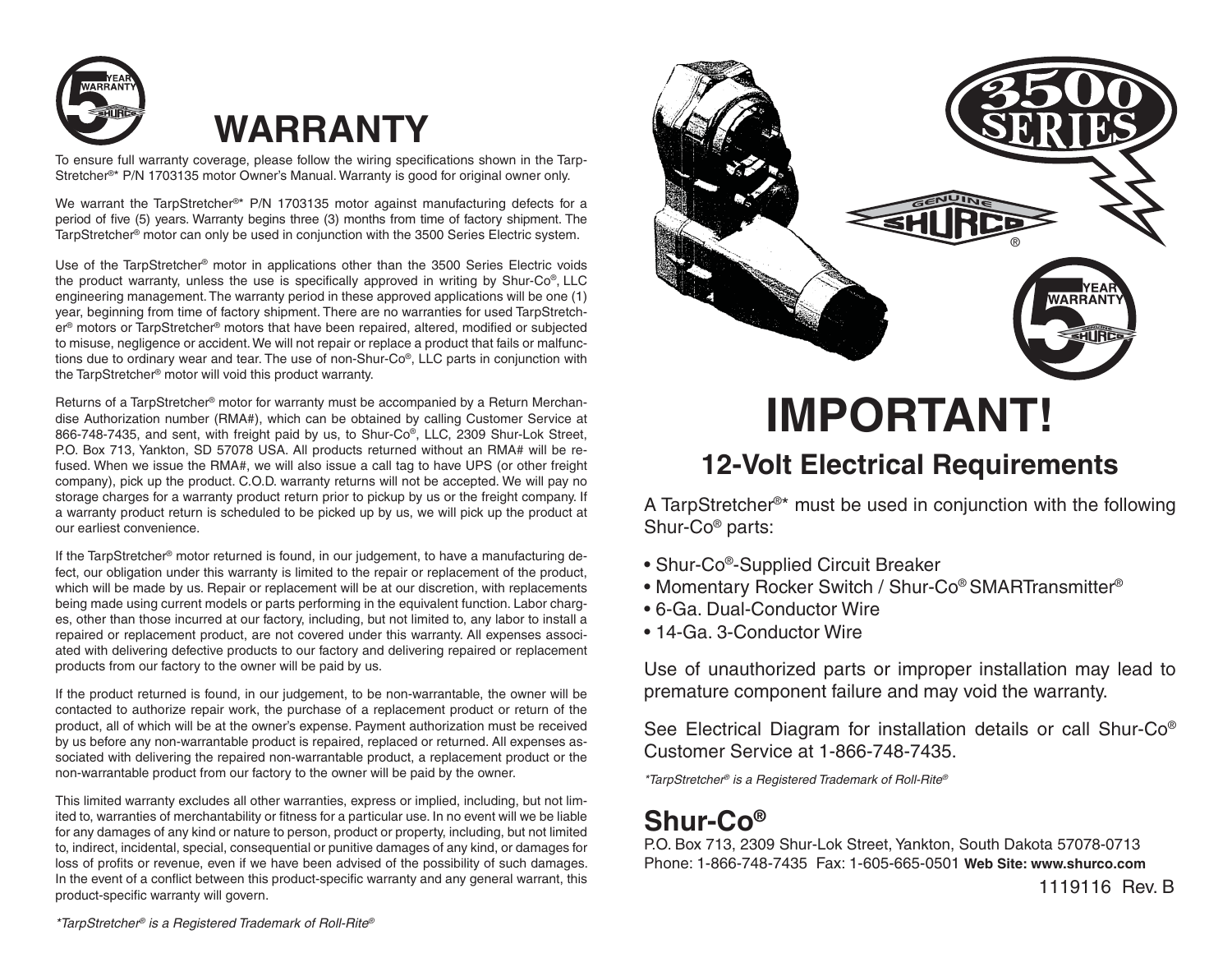# WARRANTY

To ensure full warranty coverage, please follow the wiring specifications shown in the TarpStretcher®* P/N 1703135 motor Owner's Manual. Warranty is good for original owner only.

We warrant the TarpStretcher®* P/N 1703135 motor against manufacturing defects for a period of five (5) years. Warranty begins three (3) months from time of factory shipment. The TarpStretcher® motor can only be used in conjunction with the 3500 Series Electric system.

Use of the TarpStretcher® motor in applications other than the 3500 Series Electric voids the product warranty, unless the use is specifically approved in writing by Shur-Co®, LLC engineering management. The warranty period in these approved applications will be one (1) year, beginning from time of factory shipment. There are no warranties for used TarpStretcher® motors or TarpStretcher® motors that have been repaired, altered, modified or subjected to misuse, negligence or accident. We will not repair or replace a product that fails or malfunctions due to ordinary wear and tear. The use of non-Shur-Co®, LLC parts in conjunction with the TarpStretcher® motor will void this product warranty.

Returns of a TarpStretcher® motor for warranty must be accompanied by a Return Merchandise Authorization number (RMA#), which can be obtained by calling Customer Service at 866-748-7435, and sent, with freight paid by us, to Shur-Co®, LLC, 2309 Shur-Lok Street, P.O. Box 713, Yankton, SD 57078 USA. All products returned without an RMA# will be refused. When we issue the RMA#, we will also issue a call tag to have UPS (or other freight company), pick up the product. C.O.D. warranty returns will not be accepted. We will pay no storage charges for a warranty product return prior to pickup by us or the freight company. If a warranty product return is scheduled to be picked up by us, we will pick up the product at our earliest convenience.

If the TarpStretcher® motor returned is found, in our judgement, to have a manufacturing defect, our obligation under this warranty is limited to the repair or replacement of the product, which will be made by us. Repair or replacement will be at our discretion, with replacements being made using current models or parts performing in the equivalent function. Labor charges, other than those incurred at our factory, including, but not limited to, any labor to install a repaired or replacement product, are not covered under this warranty. All expenses associated with delivering defective products to our factory and delivering repaired or replacement products from our factory to the owner will be paid by us.

If the product returned is found, in our judgement, to be non-warrantable, the owner will be contacted to authorize repair work, the purchase of a replacement product or return of the product, all of which will be at the owner's expense. Payment authorization must be received by us before any non-warrantable product is repaired, replaced or returned. All expenses associated with delivering the repaired non-warrantable product, a replacement product or the non-warrantable product from our factory to the owner will be paid by the owner.

This limited warranty excludes all other warranties, express or implied, including, but not limited to, warranties of merchantability or fitness for a particular use. In no event will we be liable for any damages of any kind or nature to person, product or property, including, but not limited to, indirect, incidental, special, consequential or punitive damages of any kind, or damages for loss of profits or revenue, even if we have been advised of the possibility of such damages. In the event of a conflict between this product-specific warranty and any general warrant, this product-specific warranty will govern.

*\*TarpStretcher® is a Registered Trademark of Roll-Rite®*

# IMPORTANT!

## 12-Volt Electrical Requirements

A TarpStretcher®* must be used in conjunction with the following Shur-Co® parts:

- Shur-Co®-Supplied Circuit Breaker
- Momentary Rocker Switch / Shur-Co® SMARTransmitter®
- 6-Ga. Dual-Conductor Wire
- 14-Ga. 3-Conductor Wire

Use of unauthorized parts or improper installation may lead to premature component failure and may void the warranty.

See Electrical Diagram for installation details or call Shur-Co® Customer Service at 1-866-748-7435.

*\*TarpStretcher® is a Registered Trademark of Roll-Rite®*

## Shur-Co®

P.O. Box 713, 2309 Shur-Lok Street, Yankton, South Dakota 57078-0713
Phone: 1-866-748-7435 Fax: 1-605-665-0501 **Web Site: www.shurco.com**

1119116 Rev. B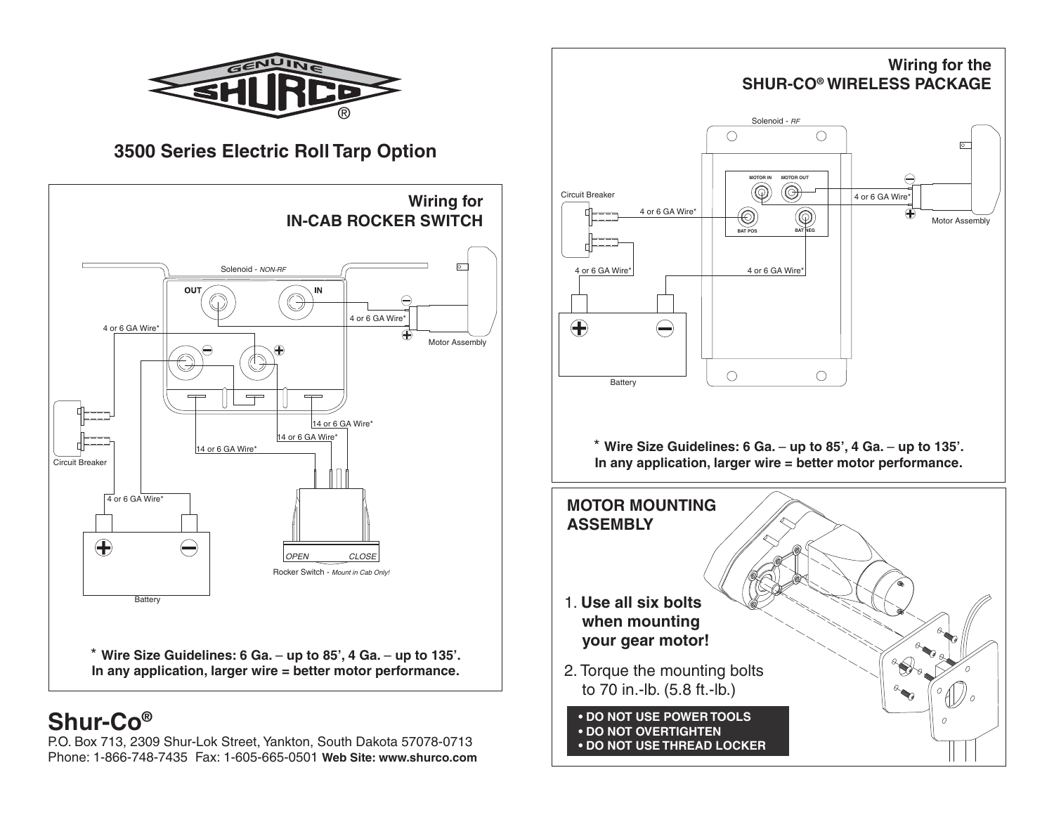# GENUINE SHURCO®

## 3500 Series Electric Roll Tarp Option

### Wiring for IN-CAB ROCKER SWITCH

Solenoid - *NON-RF*

OUT

IN

4 or 6 GA Wire*

4 or 6 GA Wire*

Motor Assembly

14 or 6 GA Wire*

14 or 6 GA Wire*

14 or 6 GA Wire*

Circuit Breaker

4 or 6 GA Wire*

Battery

*OPEN* *CLOSE*

Rocker Switch - *Mount in Cab Only!*

\* **Wire Size Guidelines: 6 Ga. – up to 85', 4 Ga. – up to 135'. In any application, larger wire = better motor performance.**

## Shur-Co®

P.O. Box 713, 2309 Shur-Lok Street, Yankton, South Dakota 57078-0713
Phone: 1-866-748-7435 Fax: 1-605-665-0501 **Web Site: www.shurco.com**

### Wiring for the SHUR-CO® WIRELESS PACKAGE

Solenoid - *RF*

MOTOR IN

MOTOR OUT

BAT POS

BAT NEG

Circuit Breaker

4 or 6 GA Wire*

4 or 6 GA Wire*

Motor Assembly

4 or 6 GA Wire*

4 or 6 GA Wire*

Battery

\* **Wire Size Guidelines: 6 Ga. – up to 85', 4 Ga. – up to 135'. In any application, larger wire = better motor performance.**

### MOTOR MOUNTING ASSEMBLY

1. **Use all six bolts when mounting your gear motor!**
2. Torque the mounting bolts to 70 in.-lb. (5.8 ft.-lb.)

- **DO NOT USE POWER TOOLS**
- **DO NOT OVERTIGHTEN**
- **DO NOT USE THREAD LOCKER**